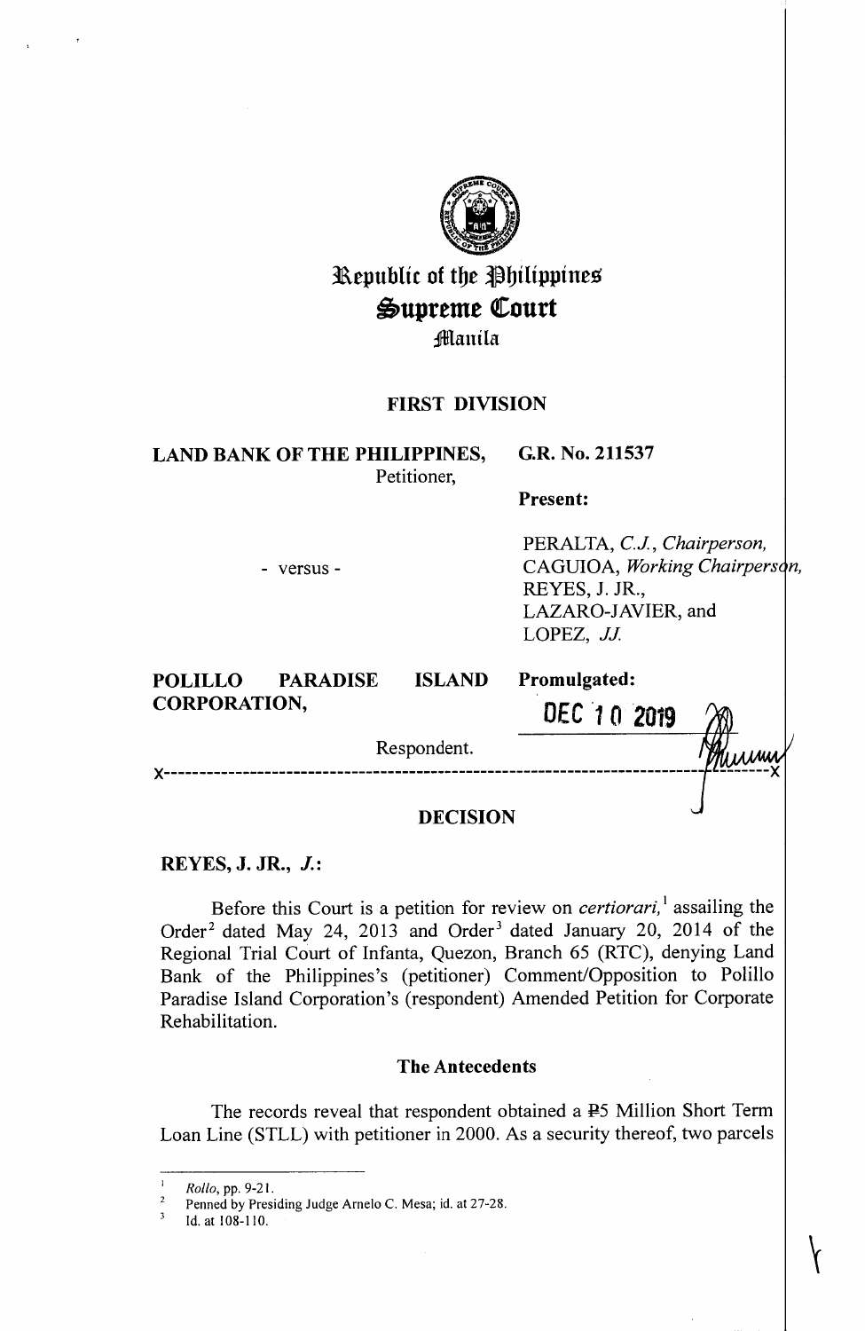# Republic of the Philippines
# Supreme Court
## Manila

**FIRST DIVISION**

**LAND BANK OF THE PHILIPPINES,**
Petitioner,

- versus -

**POLILLO PARADISE ISLAND CORPORATION,**
Respondent.

**G.R. No. 211537**

**Present:**

PERALTA, *C.J., Chairperson,*
CAGUIOA, *Working Chairperson,*
REYES, J. JR.,
LAZARO-JAVIER, and
LOPEZ, *JJ.*

**Promulgated:**

DEC 10 2019

x---------------------------------------------------------------------------x

## DECISION

**REYES, J. JR., *J.*:**

Before this Court is a petition for review on *certiorari*,[1] assailing the Order[2] dated May 24, 2013 and Order[3] dated January 20, 2014 of the Regional Trial Court of Infanta, Quezon, Branch 65 (RTC), denying Land Bank of the Philippines's (petitioner) Comment/Opposition to Polillo Paradise Island Corporation's (respondent) Amended Petition for Corporate Rehabilitation.

### The Antecedents

The records reveal that respondent obtained a ₱5 Million Short Term Loan Line (STLL) with petitioner in 2000. As a security thereof, two parcels

---

[1] *Rollo*, pp. 9-21.
[2] Penned by Presiding Judge Arnelo C. Mesa; id. at 27-28.
[3] Id. at 108-110.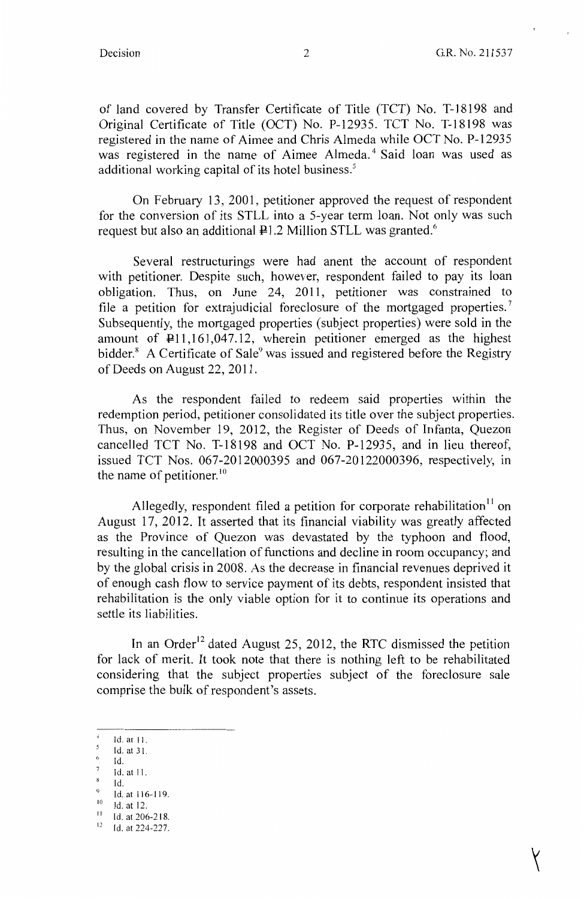of land covered by Transfer Certificate of Title (TCT) No. T-18198 and Original Certificate of Title (OCT) No. P-12935. TCT No. T-18198 was registered in the name of Aimee and Chris Almeda while OCT No. P-12935 was registered in the name of Aimee Almeda.[4] Said loan was used as additional working capital of its hotel business.[5]

On February 13, 2001, petitioner approved the request of respondent for the conversion of its STLL into a 5-year term loan. Not only was such request but also an additional ₱1.2 Million STLL was granted.[6]

Several restructurings were had anent the account of respondent with petitioner. Despite such, however, respondent failed to pay its loan obligation. Thus, on June 24, 2011, petitioner was constrained to file a petition for extrajudicial foreclosure of the mortgaged properties.[7] Subsequently, the mortgaged properties (subject properties) were sold in the amount of ₱11,161,047.12, wherein petitioner emerged as the highest bidder.[8] A Certificate of Sale[9] was issued and registered before the Registry of Deeds on August 22, 2011.

As the respondent failed to redeem said properties within the redemption period, petitioner consolidated its title over the subject properties. Thus, on November 19, 2012, the Register of Deeds of Infanta, Quezon cancelled TCT No. T-18198 and OCT No. P-12935, and in lieu thereof, issued TCT Nos. 067-2012000395 and 067-20122000396, respectively, in the name of petitioner.[10]

Allegedly, respondent filed a petition for corporate rehabilitation[11] on August 17, 2012. It asserted that its financial viability was greatly affected as the Province of Quezon was devastated by the typhoon and flood, resulting in the cancellation of functions and decline in room occupancy; and by the global crisis in 2008. As the decrease in financial revenues deprived it of enough cash flow to service payment of its debts, respondent insisted that rehabilitation is the only viable option for it to continue its operations and settle its liabilities.

In an Order[12] dated August 25, 2012, the RTC dismissed the petition for lack of merit. It took note that there is nothing left to be rehabilitated considering that the subject properties subject of the foreclosure sale comprise the bulk of respondent's assets.

---

[4] Id. at 11.
[5] Id. at 31.
[6] Id.
[7] Id. at 11.
[8] Id.
[9] Id. at 116-119.
[10] Id. at 12.
[11] Id. at 206-218.
[12] Id. at 224-227.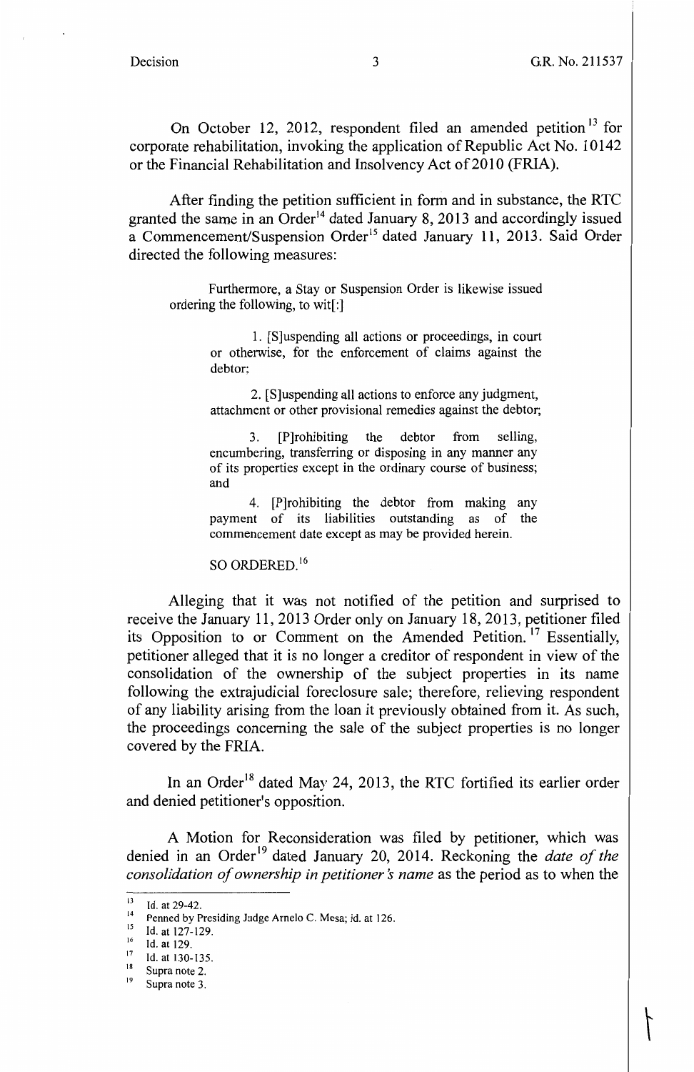On October 12, 2012, respondent filed an amended petition[13] for corporate rehabilitation, invoking the application of Republic Act No. 10142 or the Financial Rehabilitation and Insolvency Act of 2010 (FRIA).

After finding the petition sufficient in form and in substance, the RTC granted the same in an Order[14] dated January 8, 2013 and accordingly issued a Commencement/Suspension Order[15] dated January 11, 2013. Said Order directed the following measures:

> Furthermore, a Stay or Suspension Order is likewise issued ordering the following, to wit[:]
>
> 1. [S]uspending all actions or proceedings, in court or otherwise, for the enforcement of claims against the debtor;
>
> 2. [S]uspending all actions to enforce any judgment, attachment or other provisional remedies against the debtor;
>
> 3. [P]rohibiting the debtor from selling, encumbering, transferring or disposing in any manner any of its properties except in the ordinary course of business; and
>
> 4. [P]rohibiting the debtor from making any payment of its liabilities outstanding as of the commencement date except as may be provided herein.
>
> SO ORDERED.[16]

Alleging that it was not notified of the petition and surprised to receive the January 11, 2013 Order only on January 18, 2013, petitioner filed its Opposition to or Comment on the Amended Petition.[17] Essentially, petitioner alleged that it is no longer a creditor of respondent in view of the consolidation of the ownership of the subject properties in its name following the extrajudicial foreclosure sale; therefore, relieving respondent of any liability arising from the loan it previously obtained from it. As such, the proceedings concerning the sale of the subject properties is no longer covered by the FRIA.

In an Order[18] dated May 24, 2013, the RTC fortified its earlier order and denied petitioner's opposition.

A Motion for Reconsideration was filed by petitioner, which was denied in an Order[19] dated January 20, 2014. Reckoning the *date of the consolidation of ownership in petitioner's name* as the period as to when the

---

[13] Id. at 29-42.
[14] Penned by Presiding Judge Arnelo C. Mesa; id. at 126.
[15] Id. at 127-129.
[16] Id. at 129.
[17] Id. at 130-135.
[18] Supra note 2.
[19] Supra note 3.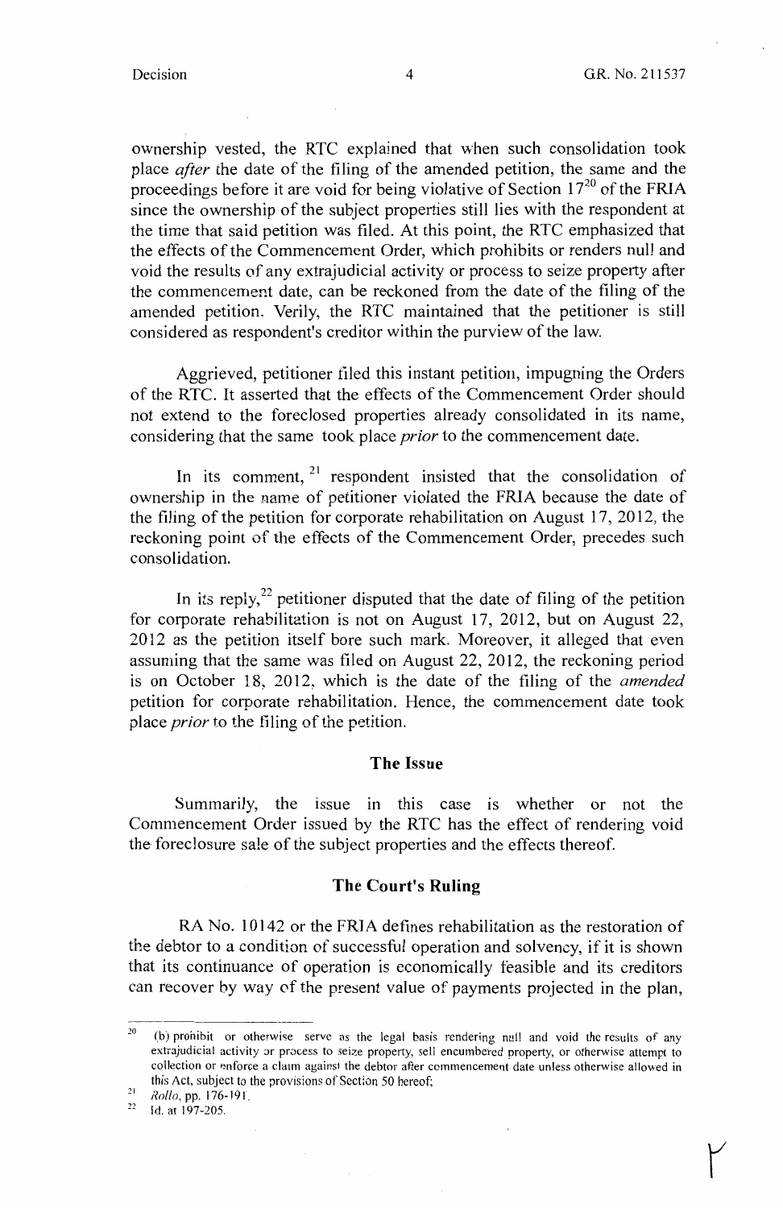ownership vested, the RTC explained that when such consolidation took place *after* the date of the filing of the amended petition, the same and the proceedings before it are void for being violative of Section 17[20] of the FRIA since the ownership of the subject properties still lies with the respondent at the time that said petition was filed. At this point, the RTC emphasized that the effects of the Commencement Order, which prohibits or renders null and void the results of any extrajudicial activity or process to seize property after the commencement date, can be reckoned from the date of the filing of the amended petition. Verily, the RTC maintained that the petitioner is still considered as respondent's creditor within the purview of the law.

Aggrieved, petitioner filed this instant petition, impugning the Orders of the RTC. It asserted that the effects of the Commencement Order should not extend to the foreclosed properties already consolidated in its name, considering that the same took place *prior* to the commencement date.

In its comment,[21] respondent insisted that the consolidation of ownership in the name of petitioner violated the FRIA because the date of the filing of the petition for corporate rehabilitation on August 17, 2012, the reckoning point of the effects of the Commencement Order, precedes such consolidation.

In its reply,[22] petitioner disputed that the date of filing of the petition for corporate rehabilitation is not on August 17, 2012, but on August 22, 2012 as the petition itself bore such mark. Moreover, it alleged that even assuming that the same was filed on August 22, 2012, the reckoning period is on October 18, 2012, which is the date of the filing of the *amended* petition for corporate rehabilitation. Hence, the commencement date took place *prior* to the filing of the petition.

## The Issue

Summarily, the issue in this case is whether or not the Commencement Order issued by the RTC has the effect of rendering void the foreclosure sale of the subject properties and the effects thereof.

## The Court's Ruling

RA No. 10142 or the FRIA defines rehabilitation as the restoration of the debtor to a condition of successful operation and solvency, if it is shown that its continuance of operation is economically feasible and its creditors can recover by way of the present value of payments projected in the plan,

---

[20] (b) prohibit or otherwise serve as the legal basis rendering null and void the results of any extrajudicial activity or process to seize property, sell encumbered property, or otherwise attempt to collection or enforce a claim against the debtor after commencement date unless otherwise allowed in this Act, subject to the provisions of Section 50 hereof;

[21] *Rollo*, pp. 176-191.

[22] Id. at 197-205.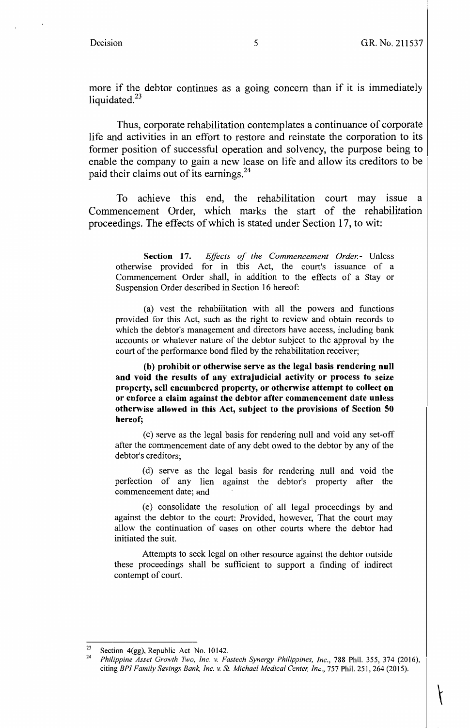more if the debtor continues as a going concern than if it is immediately liquidated.[23]

Thus, corporate rehabilitation contemplates a continuance of corporate life and activities in an effort to restore and reinstate the corporation to its former position of successful operation and solvency, the purpose being to enable the company to gain a new lease on life and allow its creditors to be paid their claims out of its earnings.[24]

To achieve this end, the rehabilitation court may issue a Commencement Order, which marks the start of the rehabilitation proceedings. The effects of which is stated under Section 17, to wit:

> **Section 17.** *Effects of the Commencement Order.*- Unless otherwise provided for in this Act, the court's issuance of a Commencement Order shall, in addition to the effects of a Stay or Suspension Order described in Section 16 hereof:
>
> (a) vest the rehabilitation with all the powers and functions provided for this Act, such as the right to review and obtain records to which the debtor's management and directors have access, including bank accounts or whatever nature of the debtor subject to the approval by the court of the performance bond filed by the rehabilitation receiver;
>
> **(b) prohibit or otherwise serve as the legal basis rendering null and void the results of any extrajudicial activity or process to seize property, sell encumbered property, or otherwise attempt to collect on or enforce a claim against the debtor after commencement date unless otherwise allowed in this Act, subject to the provisions of Section 50 hereof;**
>
> (c) serve as the legal basis for rendering null and void any set-off after the commencement date of any debt owed to the debtor by any of the debtor's creditors;
>
> (d) serve as the legal basis for rendering null and void the perfection of any lien against the debtor's property after the commencement date; and
>
> (e) consolidate the resolution of all legal proceedings by and against the debtor to the court: Provided, however, That the court may allow the continuation of cases on other courts where the debtor had initiated the suit.
>
> Attempts to seek legal on other resource against the debtor outside these proceedings shall be sufficient to support a finding of indirect contempt of court.

---

[23] Section 4(gg), Republic Act No. 10142.

[24] *Philippine Asset Growth Two, Inc. v. Fastech Synergy Philippines, Inc.*, 788 Phil. 355, 374 (2016), citing *BPI Family Savings Bank, Inc. v. St. Michael Medical Center, Inc.*, 757 Phil. 251, 264 (2015).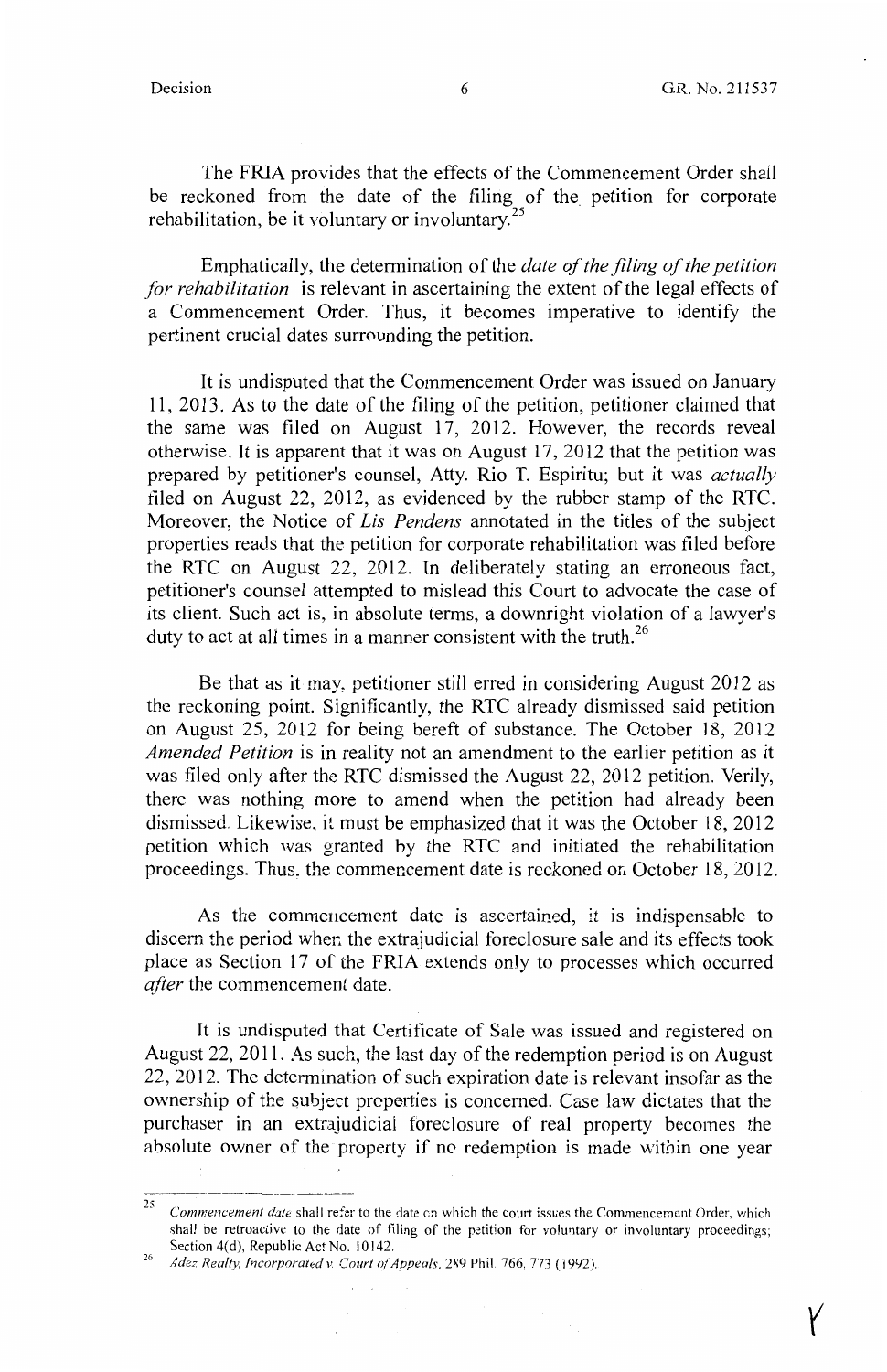The FRIA provides that the effects of the Commencement Order shall be reckoned from the date of the filing of the petition for corporate rehabilitation, be it voluntary or involuntary.[25]

Emphatically, the determination of the *date of the filing of the petition for rehabilitation* is relevant in ascertaining the extent of the legal effects of a Commencement Order. Thus, it becomes imperative to identify the pertinent crucial dates surrounding the petition.

It is undisputed that the Commencement Order was issued on January 11, 2013. As to the date of the filing of the petition, petitioner claimed that the same was filed on August 17, 2012. However, the records reveal otherwise. It is apparent that it was on August 17, 2012 that the petition was prepared by petitioner's counsel, Atty. Rio T. Espiritu; but it was *actually* filed on August 22, 2012, as evidenced by the rubber stamp of the RTC. Moreover, the Notice of *Lis Pendens* annotated in the titles of the subject properties reads that the petition for corporate rehabilitation was filed before the RTC on August 22, 2012. In deliberately stating an erroneous fact, petitioner's counsel attempted to mislead this Court to advocate the case of its client. Such act is, in absolute terms, a downright violation of a lawyer's duty to act at all times in a manner consistent with the truth.[26]

Be that as it may, petitioner still erred in considering August 2012 as the reckoning point. Significantly, the RTC already dismissed said petition on August 25, 2012 for being bereft of substance. The October 18, 2012 *Amended Petition* is in reality not an amendment to the earlier petition as it was filed only after the RTC dismissed the August 22, 2012 petition. Verily, there was nothing more to amend when the petition had already been dismissed. Likewise, it must be emphasized that it was the October 18, 2012 petition which was granted by the RTC and initiated the rehabilitation proceedings. Thus, the commencement date is reckoned on October 18, 2012.

As the commencement date is ascertained, it is indispensable to discern the period when the extrajudicial foreclosure sale and its effects took place as Section 17 of the FRIA extends only to processes which occurred *after* the commencement date.

It is undisputed that Certificate of Sale was issued and registered on August 22, 2011. As such, the last day of the redemption period is on August 22, 2012. The determination of such expiration date is relevant insofar as the ownership of the subject properties is concerned. Case law dictates that the purchaser in an extrajudicial foreclosure of real property becomes the absolute owner of the property if no redemption is made within one year

---

[25] *Commencement date* shall refer to the date on which the court issues the Commencement Order, which shall be retroactive to the date of filing of the petition for voluntary or involuntary proceedings; Section 4(d), Republic Act No. 10142.

[26] *Adez Realty, Incorporated v. Court of Appeals*, 289 Phil. 766, 773 (1992).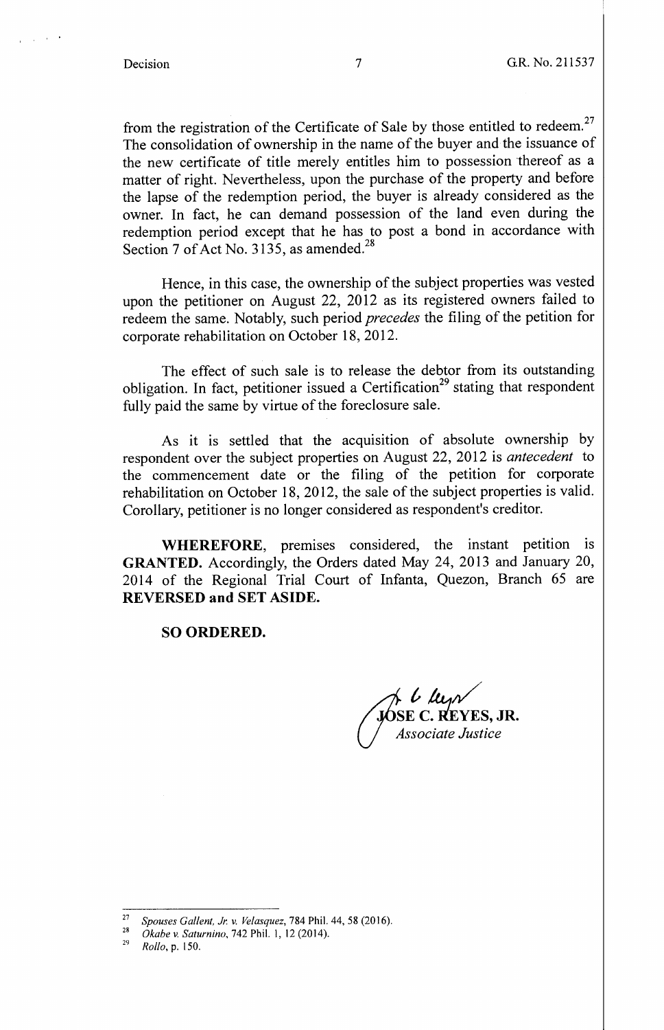from the registration of the Certificate of Sale by those entitled to redeem.[27] The consolidation of ownership in the name of the buyer and the issuance of the new certificate of title merely entitles him to possession thereof as a matter of right. Nevertheless, upon the purchase of the property and before the lapse of the redemption period, the buyer is already considered as the owner. In fact, he can demand possession of the land even during the redemption period except that he has to post a bond in accordance with Section 7 of Act No. 3135, as amended.[28]

Hence, in this case, the ownership of the subject properties was vested upon the petitioner on August 22, 2012 as its registered owners failed to redeem the same. Notably, such period *precedes* the filing of the petition for corporate rehabilitation on October 18, 2012.

The effect of such sale is to release the debtor from its outstanding obligation. In fact, petitioner issued a Certification[29] stating that respondent fully paid the same by virtue of the foreclosure sale.

As it is settled that the acquisition of absolute ownership by respondent over the subject properties on August 22, 2012 is *antecedent* to the commencement date or the filing of the petition for corporate rehabilitation on October 18, 2012, the sale of the subject properties is valid. Corollary, petitioner is no longer considered as respondent's creditor.

**WHEREFORE**, premises considered, the instant petition is **GRANTED.** Accordingly, the Orders dated May 24, 2013 and January 20, 2014 of the Regional Trial Court of Infanta, Quezon, Branch 65 are **REVERSED and SET ASIDE.**

**SO ORDERED.**

JOSE C. REYES, JR.
*Associate Justice*

---

[27] *Spouses Gallent, Jr. v. Velasquez*, 784 Phil. 44, 58 (2016).

[28] *Okabe v. Saturnino*, 742 Phil. 1, 12 (2014).

[29] *Rollo*, p. 150.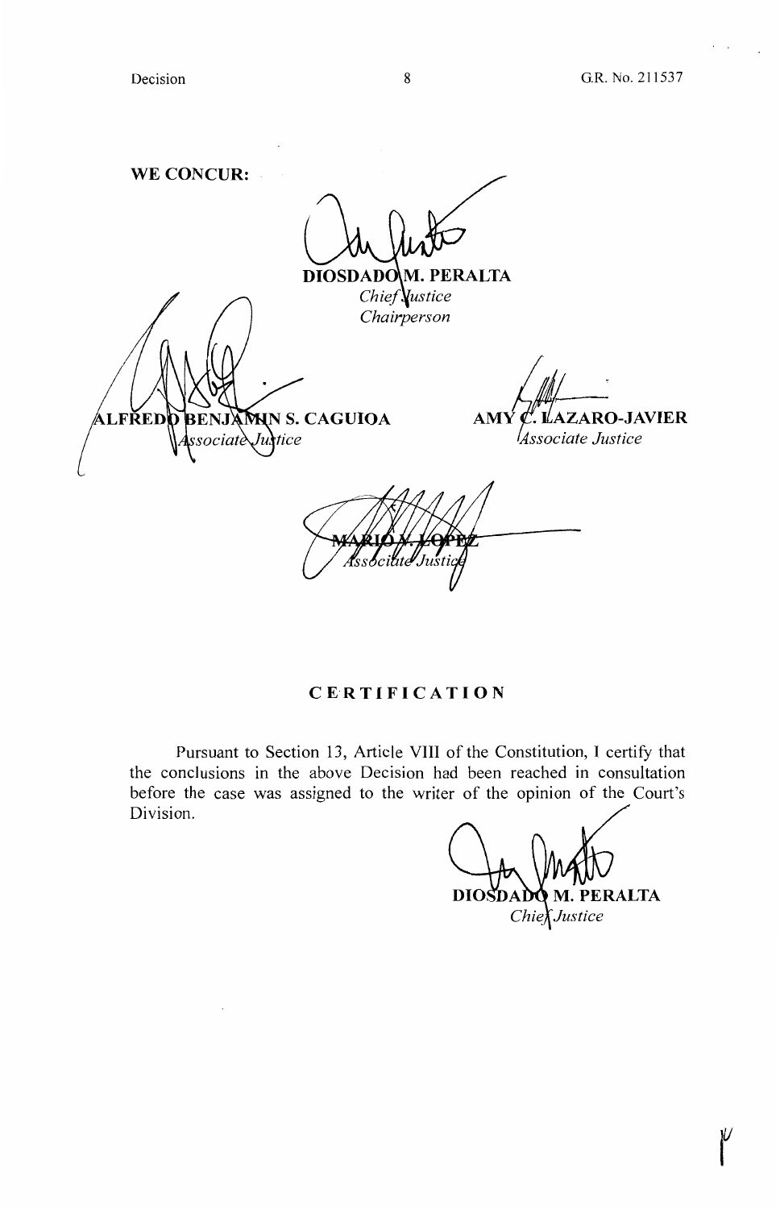**WE CONCUR:**

**DIOSDADO M. PERALTA**
*Chief Justice*
*Chairperson*

**ALFREDO BENJAMIN S. CAGUIOA**
*Associate Justice*

**AMY C. LAZARO-JAVIER**
*Associate Justice*

**MARIO V. LOPEZ**
*Associate Justice*

## CERTIFICATION

Pursuant to Section 13, Article VIII of the Constitution, I certify that the conclusions in the above Decision had been reached in consultation before the case was assigned to the writer of the opinion of the Court's Division.

**DIOSDADO M. PERALTA**
*Chief Justice*